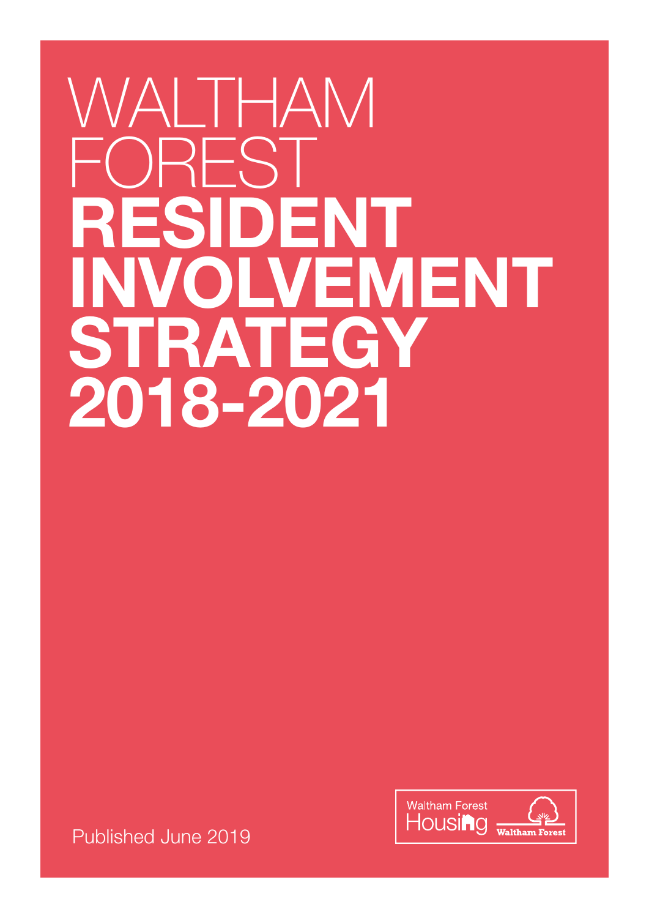# WALTHAM FOREST RESIDENT INVOLVEMENT STRATEGY 2018-2021

Published June 2019

Waltham Forest Housing

Waltham Forest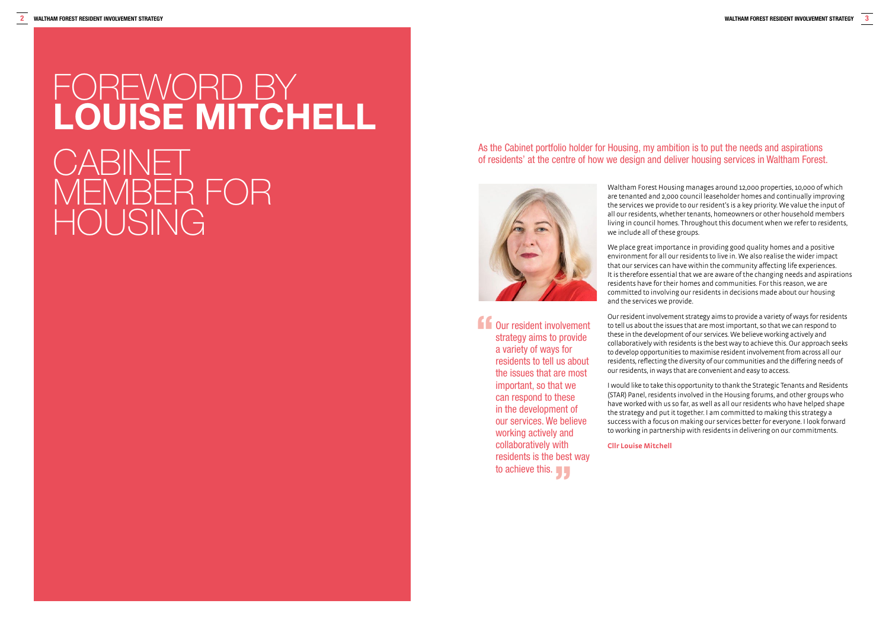# FOREWORD BY **LOUISE MITCHELL** CABINET MEMBER FOR HOUSING

As the Cabinet portfolio holder for Housing, my ambition is to put the needs and aspirations of residents' at the centre of how we design and deliver housing services in Waltham Forest.

> Our resident involvement strategy aims to provide a variety of ways for residents to tell us about the issues that are most important, so that we can respond to these in the development of our services. We believe working actively and collaboratively with residents is the best way to achieve this.

Waltham Forest Housing manages around 12,000 properties, 10,000 of which are tenanted and 2,000 council leaseholder homes and continually improving the services we provide to our resident's is a key priority. We value the input of all our residents, whether tenants, homeowners or other household members living in council homes. Throughout this document when we refer to residents, we include all of these groups.

We place great importance in providing good quality homes and a positive environment for all our residents to live in. We also realise the wider impact that our services can have within the community affecting life experiences. It is therefore essential that we are aware of the changing needs and aspirations residents have for their homes and communities. For this reason, we are committed to involving our residents in decisions made about our housing and the services we provide.

Our resident involvement strategy aims to provide a variety of ways for residents to tell us about the issues that are most important, so that we can respond to these in the development of our services. We believe working actively and collaboratively with residents is the best way to achieve this. Our approach seeks to develop opportunities to maximise resident involvement from across all our residents, reflecting the diversity of our communities and the differing needs of our residents, in ways that are convenient and easy to access.

I would like to take this opportunity to thank the Strategic Tenants and Residents (STAR) Panel, residents involved in the Housing forums, and other groups who have worked with us so far, as well as all our residents who have helped shape the strategy and put it together. I am committed to making this strategy a success with a focus on making our services better for everyone. I look forward to working in partnership with residents in delivering on our commitments.

**Cllr Louise Mitchell**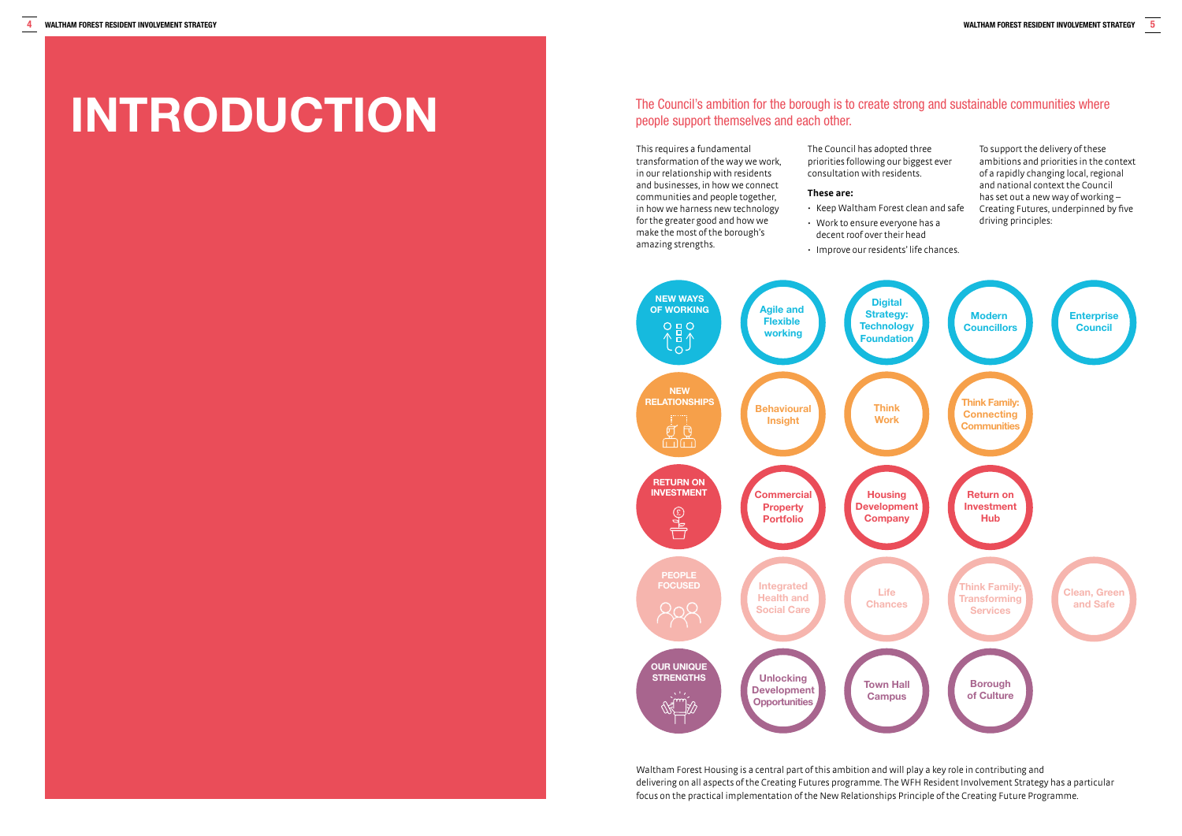# INTRODUCTION

## The Council's ambition for the borough is to create strong and sustainable communities where people support themselves and each other.

This requires a fundamental transformation of the way we work, in our relationship with residents and businesses, in how we connect communities and people together, in how we harness new technology for the greater good and how we make the most of the borough's amazing strengths.

The Council has adopted three priorities following our biggest ever consultation with residents.

**These are:**

- Keep Waltham Forest clean and safe
- Work to ensure everyone has a decent roof over their head
- Improve our residents' life chances.

To support the delivery of these ambitions and priorities in the context of a rapidly changing local, regional and national context the Council has set out a new way of working – Creating Futures, underpinned by five driving principles:

| Principle | | | | |
|---|---|---|---|---|
| NEW WAYS OF WORKING | Agile and Flexible working | Digital Strategy: Technology Foundation | Modern Councillors | Enterprise Council |
| NEW RELATIONSHIPS | Behavioural Insight | Think Work | Think Family: Connecting Communities | |
| RETURN ON INVESTMENT | Commercial Property Portfolio | Housing Development Company | Return on Investment Hub | |
| PEOPLE FOCUSED | Integrated Health and Social Care | Life Chances | Think Family: Transforming Services | Clean, Green and Safe |
| OUR UNIQUE STRENGTHS | Unlocking Development Opportunities | Town Hall Campus | Borough of Culture | |

Waltham Forest Housing is a central part of this ambition and will play a key role in contributing and delivering on all aspects of the Creating Futures programme. The WFH Resident Involvement Strategy has a particular focus on the practical implementation of the New Relationships Principle of the Creating Future Programme.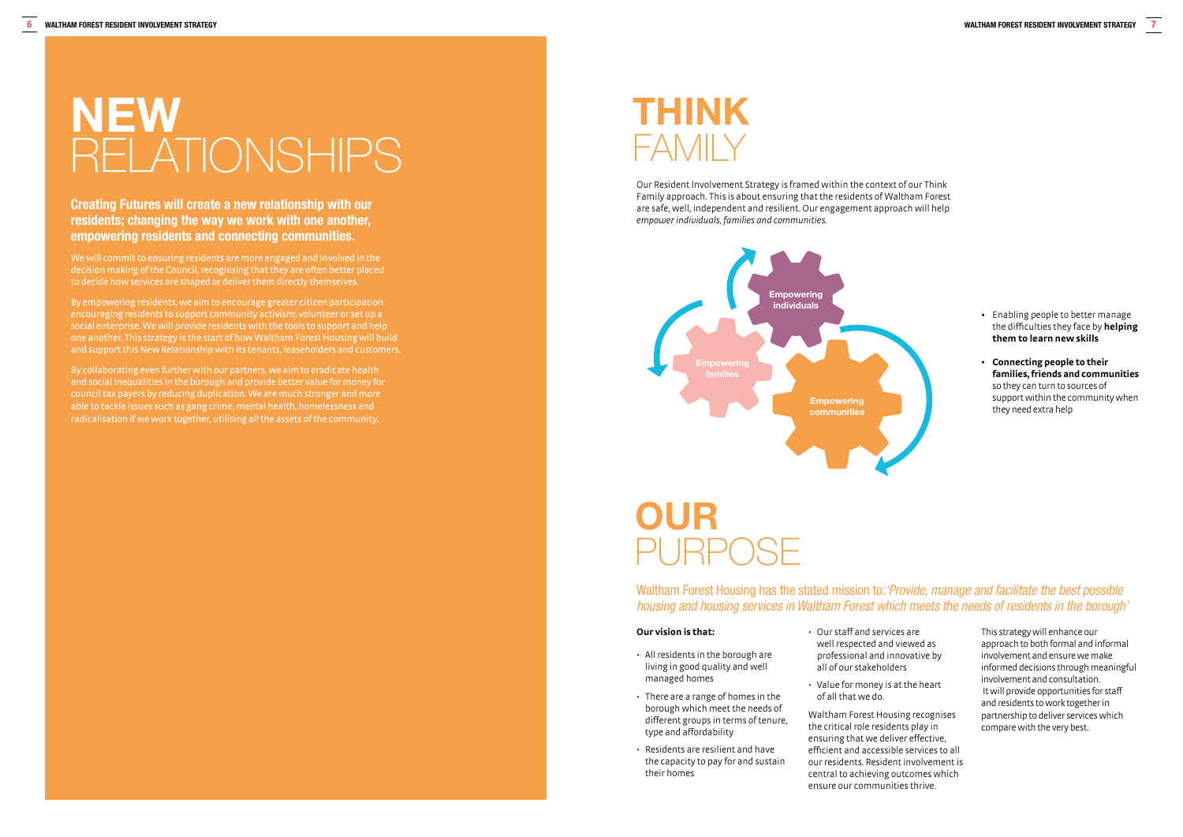# NEW RELATIONSHIPS

**Creating Futures will create a new relationship with our residents; changing the way we work with one another, empowering residents and connecting communities.**

We will commit to ensuring residents are more engaged and involved in the decision making of the Council, recognising that they are often better placed to decide how services are shaped or deliver them directly themselves.

By empowering residents, we aim to encourage greater citizen participation encouraging residents to support community activism; volunteer or set up a social enterprise. We will provide residents with the tools to support and help one another. This strategy is the start of how Waltham Forest Housing will build and support this New Relationship with its tenants, leaseholders and customers.

By collaborating even further with our partners, we aim to eradicate health and social inequalities in the borough and provide better value for money for council tax payers by reducing duplication. We are much stronger and more able to tackle issues such as gang crime, mental health, homelessness and radicalisation if we work together, utilising all the assets of the community.

# THINK FAMILY

Our Resident Involvement Strategy is framed within the context of our Think Family approach. This is about ensuring that the residents of Waltham Forest are safe, well, independent and resilient. Our engagement approach will help *empower individuals, families and communities.*

Empowering individuals

Empowering families

Empowering communities

- Enabling people to better manage the difficulties they face by **helping them to learn new skills**
- **Connecting people to their families, friends and communities** so they can turn to sources of support within the community when they need extra help

# OUR PURPOSE

Waltham Forest Housing has the stated mission to: '*Provide, manage and facilitate the best possible housing and housing services in Waltham Forest which meets the needs of residents in the borough'*

**Our vision is that:**

- All residents in the borough are living in good quality and well managed homes
- There are a range of homes in the borough which meet the needs of different groups in terms of tenure, type and affordability
- Residents are resilient and have the capacity to pay for and sustain their homes
- Our staff and services are well respected and viewed as professional and innovative by all of our stakeholders
- Value for money is at the heart of all that we do.

Waltham Forest Housing recognises the critical role residents play in ensuring that we deliver effective, efficient and accessible services to all our residents. Resident involvement is central to achieving outcomes which ensure our communities thrive.

This strategy will enhance our approach to both formal and informal involvement and ensure we make informed decisions through meaningful involvement and consultation. It will provide opportunities for staff and residents to work together in partnership to deliver services which compare with the very best.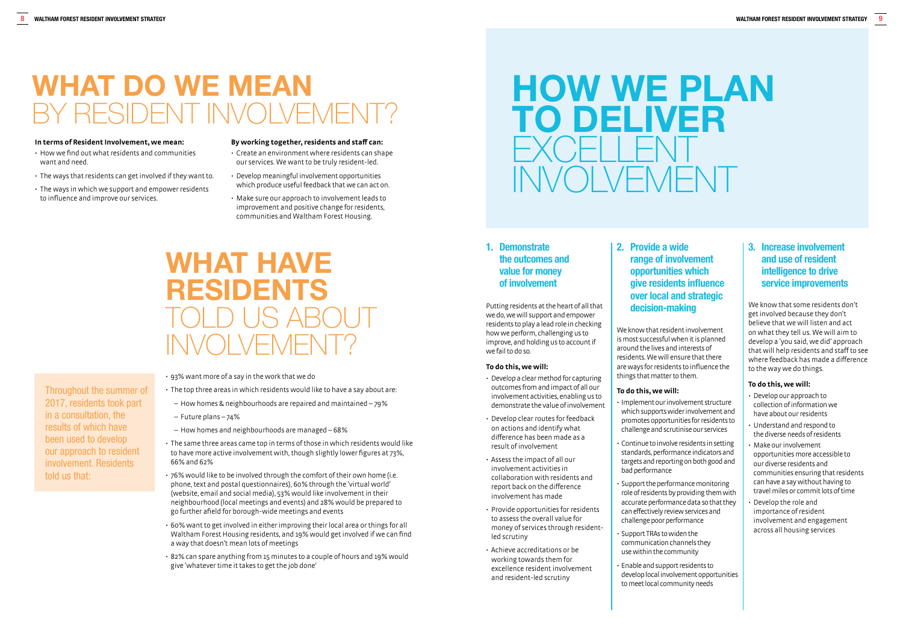# WHAT DO WE MEAN BY RESIDENT INVOLVEMENT?

**In terms of Resident Involvement, we mean:**

- How we find out what residents and communities want and need.
- The ways that residents can get involved if they want to.
- The ways in which we support and empower residents to influence and improve our services.

**By working together, residents and staff can:**

- Create an environment where residents can shape our services. We want to be truly resident-led.
- Develop meaningful involvement opportunities which produce useful feedback that we can act on.
- Make sure our approach to involvement leads to improvement and positive change for residents, communities and Waltham Forest Housing.

# WHAT HAVE RESIDENTS TOLD US ABOUT INVOLVEMENT?

Throughout the summer of 2017, residents took part in a consultation, the results of which have been used to develop our approach to resident involvement. Residents told us that:

- 93% want more of a say in the work that we do
- The top three areas in which residents would like to have a say about are:
  - How homes & neighbourhoods are repaired and maintained – 79%
  - Future plans – 74%
  - How homes and neighbourhoods are managed – 68%
- The same three areas came top in terms of those in which residents would like to have more active involvement with, though slightly lower figures at 73%, 66% and 62%
- 76% would like to be involved through the comfort of their own home (i.e. phone, text and postal questionnaires), 60% through the 'virtual world' (website, email and social media), 53% would like involvement in their neighbourhood (local meetings and events) and 28% would be prepared to go further afield for borough-wide meetings and events
- 60% want to get involved in either improving their local area or things for all Waltham Forest Housing residents, and 19% would get involved if we can find a way that doesn't mean lots of meetings
- 82% can spare anything from 15 minutes to a couple of hours and 19% would give 'whatever time it takes to get the job done'

# HOW WE PLAN TO DELIVER EXCELLENT INVOLVEMENT

## 1. Demonstrate the outcomes and value for money of involvement

Putting residents at the heart of all that we do, we will support and empower residents to play a lead role in checking how we perform, challenging us to improve, and holding us to account if we fail to do so.

**To do this, we will:**

- Develop a clear method for capturing outcomes from and impact of all our involvement activities, enabling us to demonstrate the value of involvement
- Develop clear routes for feedback on actions and identify what difference has been made as a result of involvement
- Assess the impact of all our involvement activities in collaboration with residents and report back on the difference involvement has made
- Provide opportunities for residents to assess the overall value for money of services through resident-led scrutiny
- Achieve accreditations or be working towards them for excellence resident involvement and resident-led scrutiny

## 2. Provide a wide range of involvement opportunities which give residents influence over local and strategic decision-making

We know that resident involvement is most successful when it is planned around the lives and interests of residents. We will ensure that there are ways for residents to influence the things that matter to them.

**To do this, we will:**

- Implement our involvement structure which supports wider involvement and promotes opportunities for residents to challenge and scrutinise our services
- Continue to involve residents in setting standards, performance indicators and targets and reporting on both good and bad performance
- Support the performance monitoring role of residents by providing them with accurate performance data so that they can effectively review services and challenge poor performance
- Support TRAs to widen the communication channels they use within the community
- Enable and support residents to develop local involvement opportunities to meet local community needs

## 3. Increase involvement and use of resident intelligence to drive service improvements

We know that some residents don't get involved because they don't believe that we will listen and act on what they tell us. We will aim to develop a 'you said, we did' approach that will help residents and staff to see where feedback has made a difference to the way we do things.

**To do this, we will:**

- Develop our approach to collection of information we have about our residents
- Understand and respond to the diverse needs of residents
- Make our involvement opportunities more accessible to our diverse residents and communities ensuring that residents can have a say without having to travel miles or commit lots of time
- Develop the role and importance of resident involvement and engagement across all housing services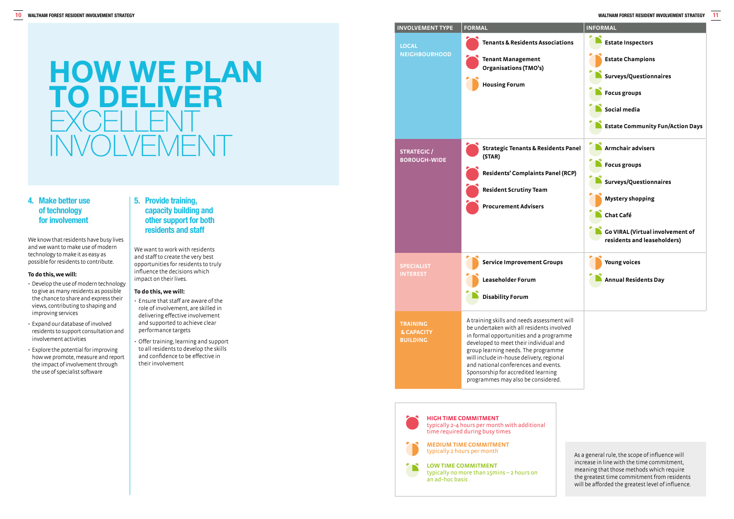# HOW WE PLAN TO DELIVER EXCELLENT INVOLVEMENT

### 4. Make better use of technology for involvement

We know that residents have busy lives and we want to make use of modern technology to make it as easy as possible for residents to contribute.

**To do this, we will:**

- Develop the use of modern technology to give as many residents as possible the chance to share and express their views, contributing to shaping and improving services
- Expand our database of involved residents to support consultation and involvement activities
- Explore the potential for improving how we promote, measure and report the impact of involvement through the use of specialist software

### 5. Provide training, capacity building and other support for both residents and staff

We want to work with residents and staff to create the very best opportunities for residents to truly influence the decisions which impact on their lives.

**To do this, we will:**

- Ensure that staff are aware of the role of involvement, are skilled in delivering effective involvement and supported to achieve clear performance targets
- Offer training, learning and support to all residents to develop the skills and confidence to be effective in their involvement

| INVOLVEMENT TYPE | FORMAL | INFORMAL |
|---|---|---|
| LOCAL NEIGHBOURHOOD | Tenants & Residents Associations (high)<br>Tenant Management Organisations (TMO's) (high)<br>Housing Forum (medium) | Estate Inspectors (low)<br>Estate Champions (medium)<br>Surveys/Questionnaires (low)<br>Focus groups (low)<br>Social media (low)<br>Estate Community Fun/Action Days (low) |
| STRATEGIC / BOROUGH-WIDE | Strategic Tenants & Residents Panel (STAR) (high)<br>Residents' Complaints Panel (RCP) (high)<br>Resident Scrutiny Team (high)<br>Procurement Advisers (high) | Armchair advisers (low)<br>Focus groups (low)<br>Surveys/Questionnaires (low)<br>Mystery shopping (medium)<br>Chat Café (low)<br>Go VIRAL (Virtual involvement of residents and leaseholders) (low) |
| SPECIALIST INTEREST | Service Improvement Groups (medium)<br>Leaseholder Forum (medium)<br>Disability Forum (low) | Young voices (medium)<br>Annual Residents Day (low) |
| TRAINING & CAPACITY BUILDING | A training skills and needs assessment will be undertaken with all residents involved in formal opportunities and a programme developed to meet their individual and group learning needs. The programme will include in-house delivery, regional and national conferences and events. Sponsorship for accredited learning programmes may also be considered. | |

**HIGH TIME COMMITMENT**
typically 2-4 hours per month with additional time required during busy times

**MEDIUM TIME COMMITMENT**
typically 2 hours per month

**LOW TIME COMMITMENT**
typically no more than 15mins – 2 hours on an ad-hoc basis

As a general rule, the scope of influence will increase in line with the time commitment, meaning that those methods which require the greatest time commitment from residents will be afforded the greatest level of influence.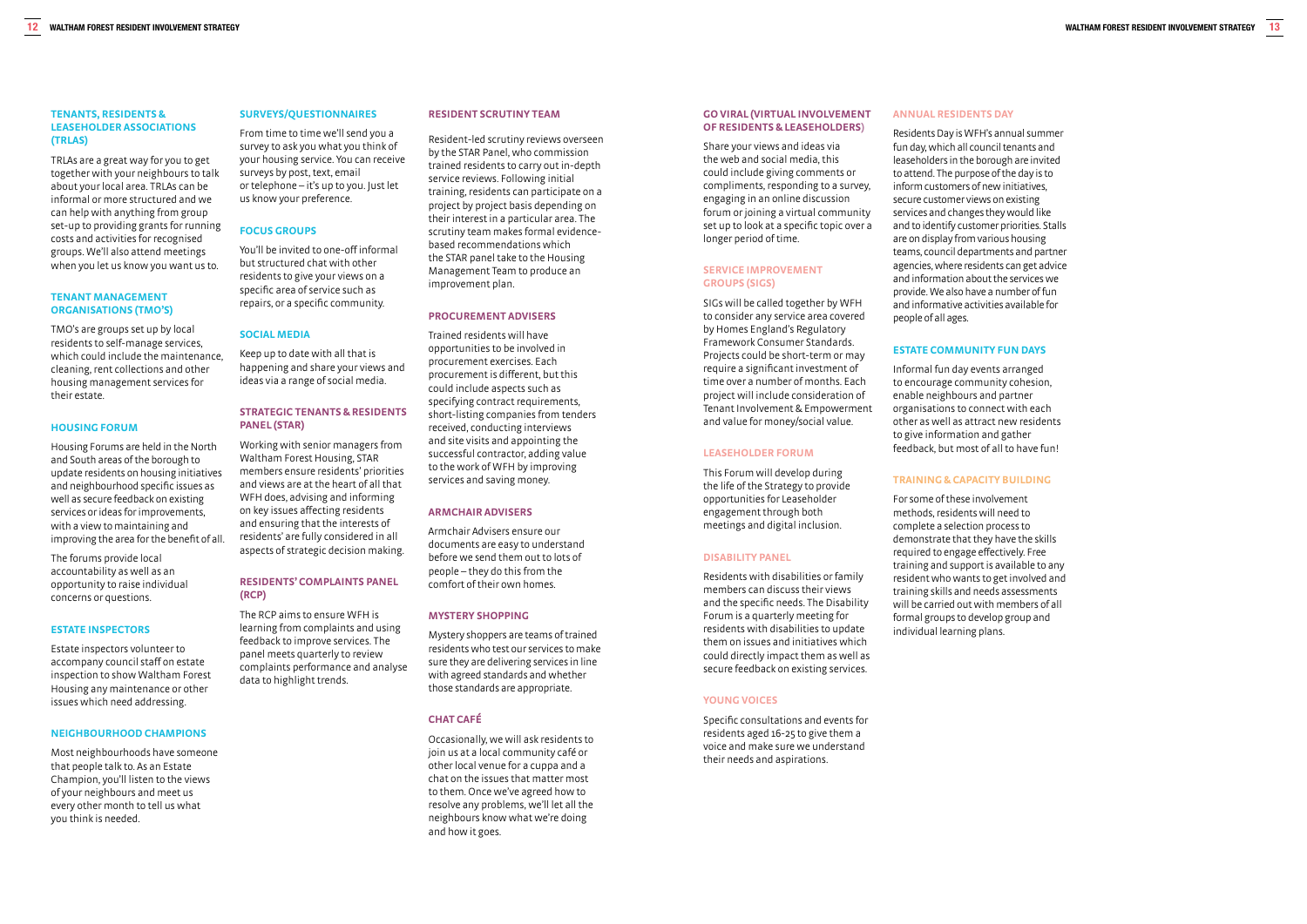### TENANTS, RESIDENTS & LEASEHOLDER ASSOCIATIONS (TRLAS)

TRLAs are a great way for you to get together with your neighbours to talk about your local area. TRLAs can be informal or more structured and we can help with anything from group set-up to providing grants for running costs and activities for recognised groups. We'll also attend meetings when you let us know you want us to.

### TENANT MANAGEMENT ORGANISATIONS (TMO'S)

TMO's are groups set up by local residents to self-manage services, which could include the maintenance, cleaning, rent collections and other housing management services for their estate.

### HOUSING FORUM

Housing Forums are held in the North and South areas of the borough to update residents on housing initiatives and neighbourhood specific issues as well as secure feedback on existing services or ideas for improvements, with a view to maintaining and improving the area for the benefit of all.

The forums provide local accountability as well as an opportunity to raise individual concerns or questions.

### ESTATE INSPECTORS

Estate inspectors volunteer to accompany council staff on estate inspection to show Waltham Forest Housing any maintenance or other issues which need addressing.

### NEIGHBOURHOOD CHAMPIONS

Most neighbourhoods have someone that people talk to. As an Estate Champion, you'll listen to the views of your neighbours and meet us every other month to tell us what you think is needed.

### SURVEYS/QUESTIONNAIRES

From time to time we'll send you a survey to ask you what you think of your housing service. You can receive surveys by post, text, email or telephone – it's up to you. Just let us know your preference.

### FOCUS GROUPS

You'll be invited to one-off informal but structured chat with other residents to give your views on a specific area of service such as repairs, or a specific community.

### SOCIAL MEDIA

Keep up to date with all that is happening and share your views and ideas via a range of social media.

### STRATEGIC TENANTS & RESIDENTS PANEL (STAR)

Working with senior managers from Waltham Forest Housing, STAR members ensure residents' priorities and views are at the heart of all that WFH does, advising and informing on key issues affecting residents and ensuring that the interests of residents' are fully considered in all aspects of strategic decision making.

### RESIDENTS' COMPLAINTS PANEL (RCP)

The RCP aims to ensure WFH is learning from complaints and using feedback to improve services. The panel meets quarterly to review complaints performance and analyse data to highlight trends.

### RESIDENT SCRUTINY TEAM

Resident-led scrutiny reviews overseen by the STAR Panel, who commission trained residents to carry out in-depth service reviews. Following initial training, residents can participate on a project by project basis depending on their interest in a particular area. The scrutiny team makes formal evidence-based recommendations which the STAR panel take to the Housing Management Team to produce an improvement plan.

### PROCUREMENT ADVISERS

Trained residents will have opportunities to be involved in procurement exercises. Each procurement is different, but this could include aspects such as specifying contract requirements, short-listing companies from tenders received, conducting interviews and site visits and appointing the successful contractor, adding value to the work of WFH by improving services and saving money.

### ARMCHAIR ADVISERS

Armchair Advisers ensure our documents are easy to understand before we send them out to lots of people – they do this from the comfort of their own homes.

### MYSTERY SHOPPING

Mystery shoppers are teams of trained residents who test our services to make sure they are delivering services in line with agreed standards and whether those standards are appropriate.

### CHAT CAFÉ

Occasionally, we will ask residents to join us at a local community café or other local venue for a cuppa and a chat on the issues that matter most to them. Once we've agreed how to resolve any problems, we'll let all the neighbours know what we're doing and how it goes.

### GO VIRAL (VIRTUAL INVOLVEMENT OF RESIDENTS & LEASEHOLDERS)

Share your views and ideas via the web and social media, this could include giving comments or compliments, responding to a survey, engaging in an online discussion forum or joining a virtual community set up to look at a specific topic over a longer period of time.

### SERVICE IMPROVEMENT GROUPS (SIGS)

SIGs will be called together by WFH to consider any service area covered by Homes England's Regulatory Framework Consumer Standards. Projects could be short-term or may require a significant investment of time over a number of months. Each project will include consideration of Tenant Involvement & Empowerment and value for money/social value.

### LEASEHOLDER FORUM

This Forum will develop during the life of the Strategy to provide opportunities for Leaseholder engagement through both meetings and digital inclusion.

### DISABILITY PANEL

Residents with disabilities or family members can discuss their views and the specific needs. The Disability Forum is a quarterly meeting for residents with disabilities to update them on issues and initiatives which could directly impact them as well as secure feedback on existing services.

### YOUNG VOICES

Specific consultations and events for residents aged 16-25 to give them a voice and make sure we understand their needs and aspirations.

### ANNUAL RESIDENTS DAY

Residents Day is WFH's annual summer fun day, which all council tenants and leaseholders in the borough are invited to attend. The purpose of the day is to inform customers of new initiatives, secure customer views on existing services and changes they would like and to identify customer priorities. Stalls are on display from various housing teams, council departments and partner agencies, where residents can get advice and information about the services we provide. We also have a number of fun and informative activities available for people of all ages.

### ESTATE COMMUNITY FUN DAYS

Informal fun day events arranged to encourage community cohesion, enable neighbours and partner organisations to connect with each other as well as attract new residents to give information and gather feedback, but most of all to have fun!

### TRAINING & CAPACITY BUILDING

For some of these involvement methods, residents will need to complete a selection process to demonstrate that they have the skills required to engage effectively. Free training and support is available to any resident who wants to get involved and training skills and needs assessments will be carried out with members of all formal groups to develop group and individual learning plans.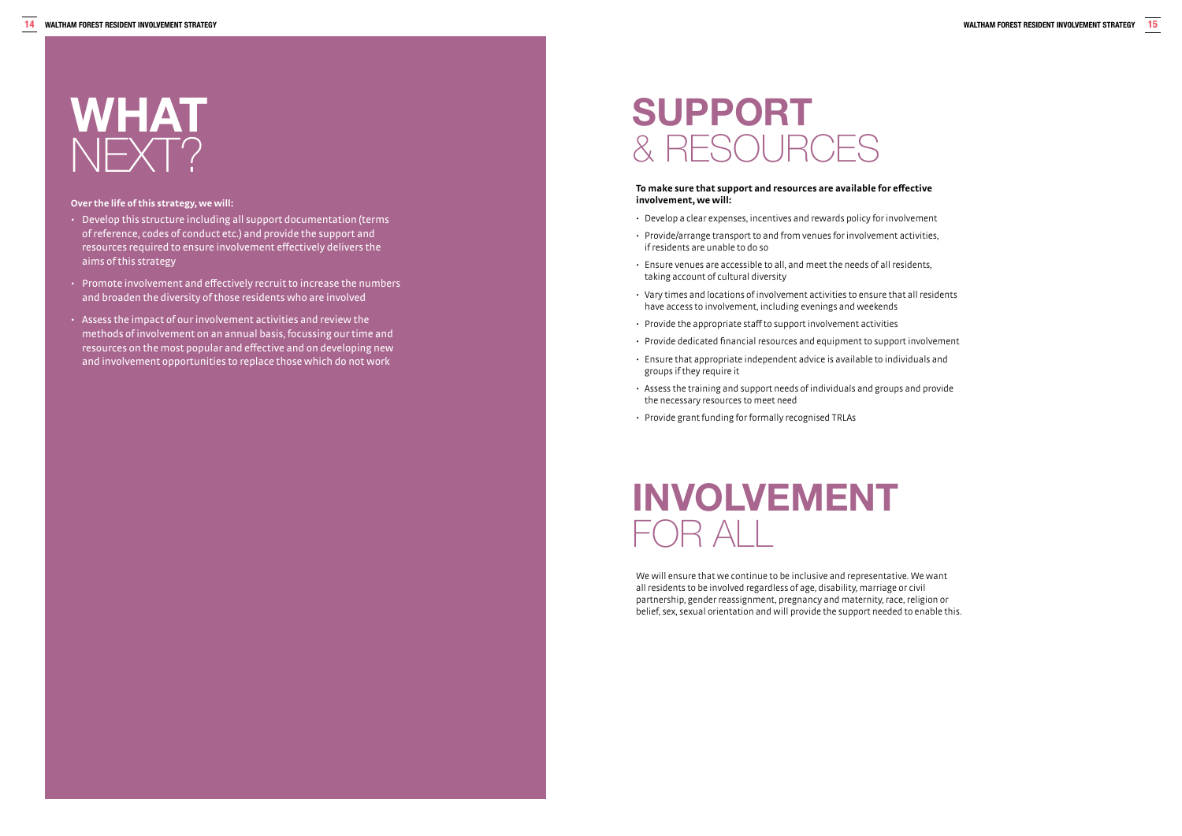# WHAT NEXT?

**Over the life of this strategy, we will:**

- Develop this structure including all support documentation (terms of reference, codes of conduct etc.) and provide the support and resources required to ensure involvement effectively delivers the aims of this strategy
- Promote involvement and effectively recruit to increase the numbers and broaden the diversity of those residents who are involved
- Assess the impact of our involvement activities and review the methods of involvement on an annual basis, focussing our time and resources on the most popular and effective and on developing new and involvement opportunities to replace those which do not work

# SUPPORT & RESOURCES

**To make sure that support and resources are available for effective involvement, we will:**

- Develop a clear expenses, incentives and rewards policy for involvement
- Provide/arrange transport to and from venues for involvement activities, if residents are unable to do so
- Ensure venues are accessible to all, and meet the needs of all residents, taking account of cultural diversity
- Vary times and locations of involvement activities to ensure that all residents have access to involvement, including evenings and weekends
- Provide the appropriate staff to support involvement activities
- Provide dedicated financial resources and equipment to support involvement
- Ensure that appropriate independent advice is available to individuals and groups if they require it
- Assess the training and support needs of individuals and groups and provide the necessary resources to meet need
- Provide grant funding for formally recognised TRLAs

# INVOLVEMENT FOR ALL

We will ensure that we continue to be inclusive and representative. We want all residents to be involved regardless of age, disability, marriage or civil partnership, gender reassignment, pregnancy and maternity, race, religion or belief, sex, sexual orientation and will provide the support needed to enable this.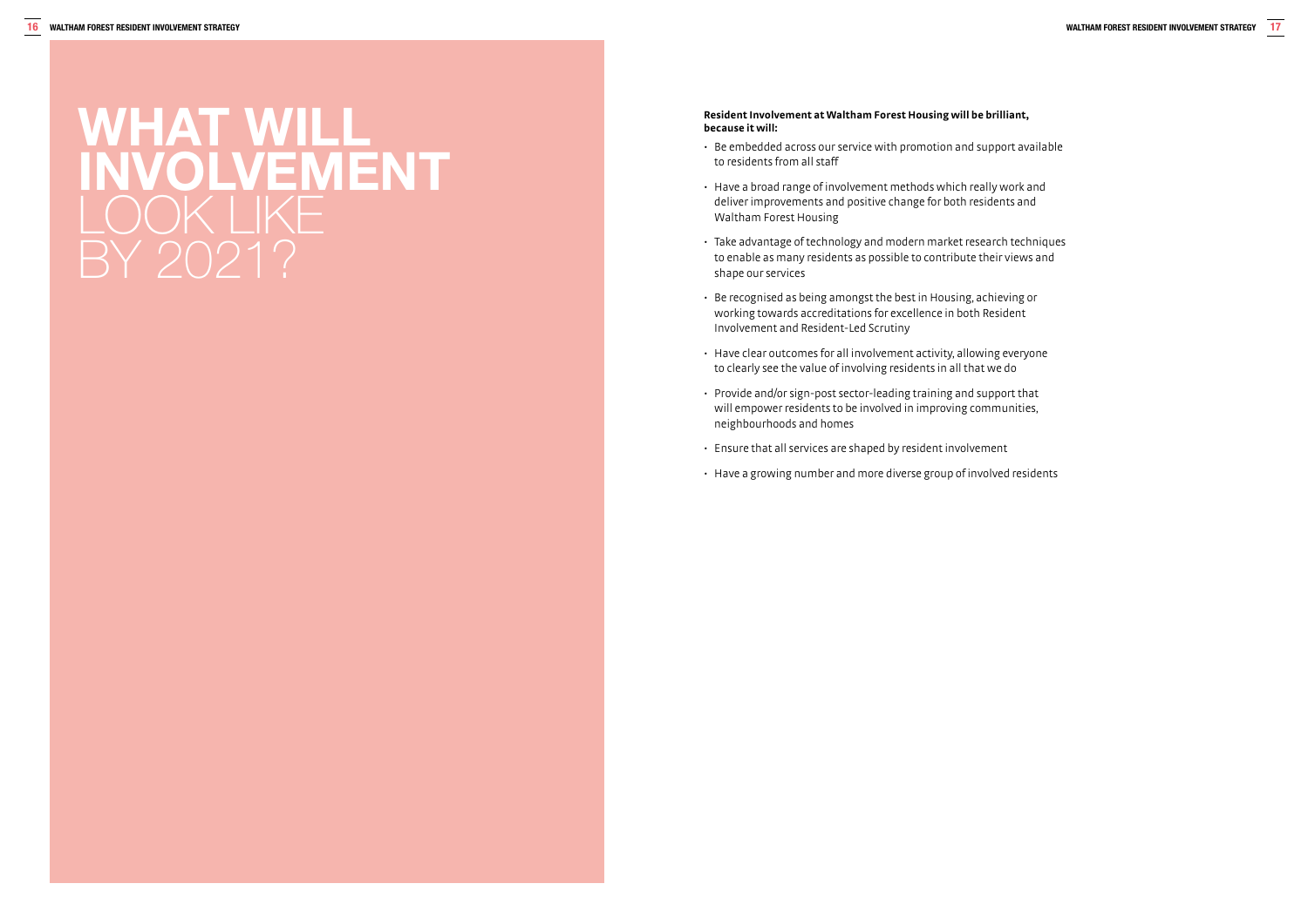# WHAT WILL INVOLVEMENT LOOK LIKE BY 2021?

**Resident Involvement at Waltham Forest Housing will be brilliant, because it will:**

- Be embedded across our service with promotion and support available to residents from all staff
- Have a broad range of involvement methods which really work and deliver improvements and positive change for both residents and Waltham Forest Housing
- Take advantage of technology and modern market research techniques to enable as many residents as possible to contribute their views and shape our services
- Be recognised as being amongst the best in Housing, achieving or working towards accreditations for excellence in both Resident Involvement and Resident-Led Scrutiny
- Have clear outcomes for all involvement activity, allowing everyone to clearly see the value of involving residents in all that we do
- Provide and/or sign-post sector-leading training and support that will empower residents to be involved in improving communities, neighbourhoods and homes
- Ensure that all services are shaped by resident involvement
- Have a growing number and more diverse group of involved residents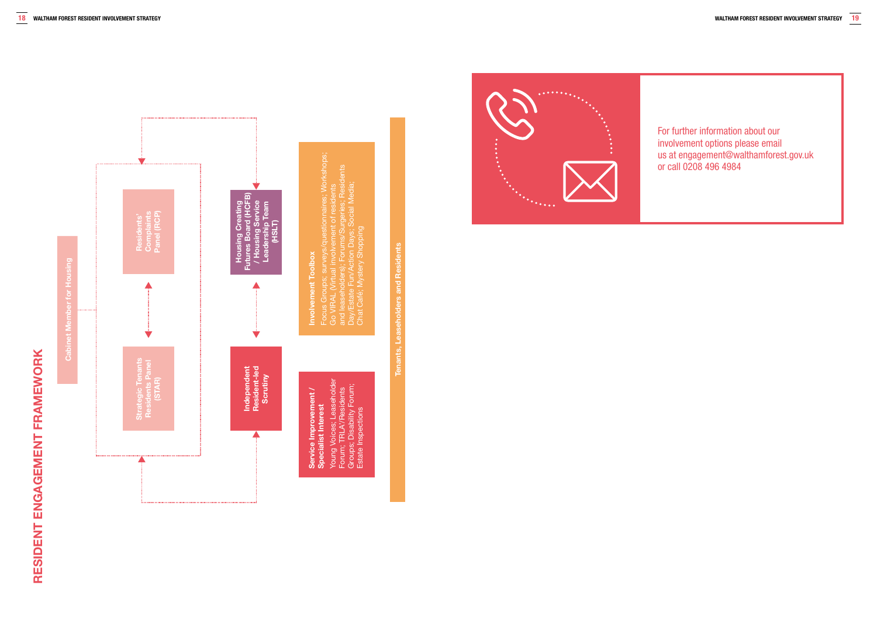# RESIDENT ENGAGEMENT FRAMEWORK

Cabinet Member for Housing

Residents' Complaints Panel (RCP)

Strategic Tenants Residents Panel (STAR)

Housing Creating Futures Board (HCFB) / Housing Service Leadership Team (HSLT)

Independent Resident-led Scrutiny

**Involvement Toolbox**
Focus Groups; surveys/questionnaires; Workshops; Go VIRAL (Virtual involvement of residents and leaseholders); Forums/Surgeries; Residents Day/Estate Fun/Action Days; Social Media; Chat Café; Mystery Shopping

**Service Improvement / Specialist Interest**
Young Voices; Leaseholder Forum; TRLA's/Residents Groups; Disability Forum; Estate Inspections

Tenants, Leaseholders and Residents

For further information about our involvement options please email us at engagement@walthamforest.gov.uk or call 0208 496 4984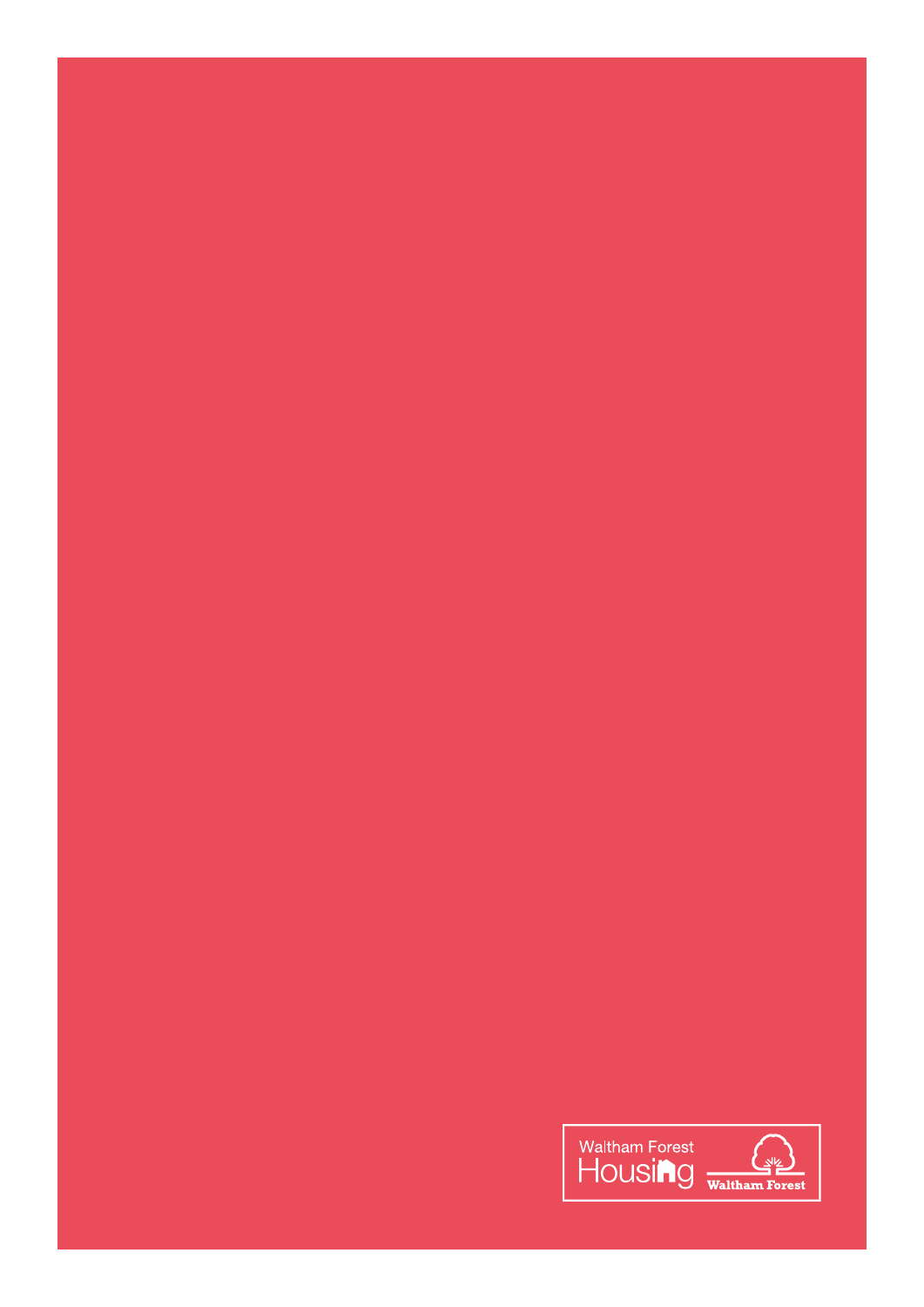Waltham Forest
Housing

Waltham Forest